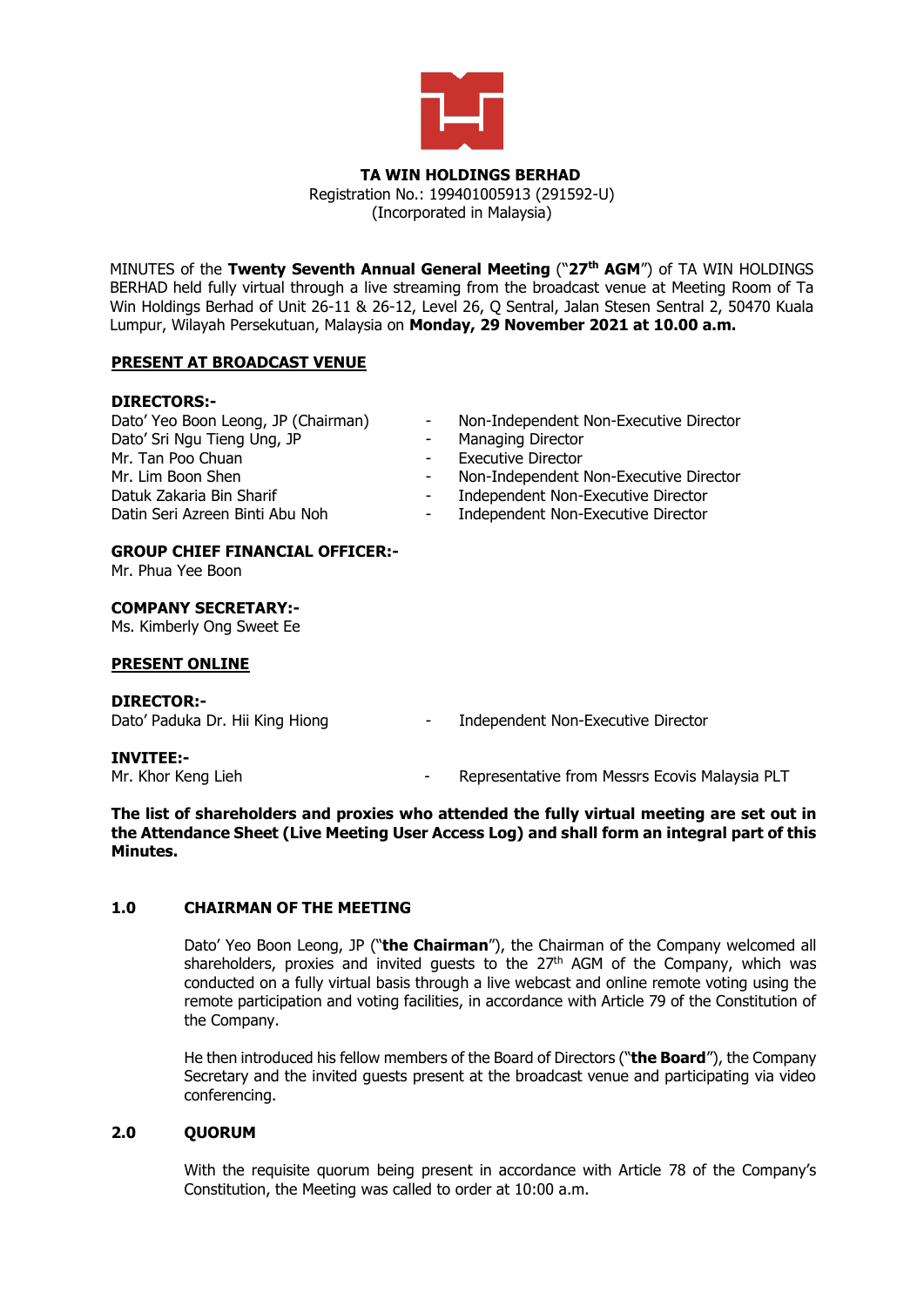**TA WIN HOLDINGS BERHAD**
Registration No.: 199401005913 (291592-U)
(Incorporated in Malaysia)

MINUTES of the **Twenty Seventh Annual General Meeting** ("**27th AGM**") of TA WIN HOLDINGS BERHAD held fully virtual through a live streaming from the broadcast venue at Meeting Room of Ta Win Holdings Berhad of Unit 26-11 & 26-12, Level 26, Q Sentral, Jalan Stesen Sentral 2, 50470 Kuala Lumpur, Wilayah Persekutuan, Malaysia on **Monday, 29 November 2021 at 10.00 a.m.**

**PRESENT AT BROADCAST VENUE**

**DIRECTORS:-**

| | | |
|---|---|---|
| Dato' Yeo Boon Leong, JP (Chairman) | - | Non-Independent Non-Executive Director |
| Dato' Sri Ngu Tieng Ung, JP | - | Managing Director |
| Mr. Tan Poo Chuan | - | Executive Director |
| Mr. Lim Boon Shen | - | Non-Independent Non-Executive Director |
| Datuk Zakaria Bin Sharif | - | Independent Non-Executive Director |
| Datin Seri Azreen Binti Abu Noh | - | Independent Non-Executive Director |

**GROUP CHIEF FINANCIAL OFFICER:-**
Mr. Phua Yee Boon

**COMPANY SECRETARY:-**
Ms. Kimberly Ong Sweet Ee

**PRESENT ONLINE**

**DIRECTOR:-**
Dato' Paduka Dr. Hii King Hiong - Independent Non-Executive Director

**INVITEE:-**
Mr. Khor Keng Lieh - Representative from Messrs Ecovis Malaysia PLT

**The list of shareholders and proxies who attended the fully virtual meeting are set out in the Attendance Sheet (Live Meeting User Access Log) and shall form an integral part of this Minutes.**

## 1.0 CHAIRMAN OF THE MEETING

Dato' Yeo Boon Leong, JP ("**the Chairman**"), the Chairman of the Company welcomed all shareholders, proxies and invited guests to the 27th AGM of the Company, which was conducted on a fully virtual basis through a live webcast and online remote voting using the remote participation and voting facilities, in accordance with Article 79 of the Constitution of the Company.

He then introduced his fellow members of the Board of Directors ("**the Board**"), the Company Secretary and the invited guests present at the broadcast venue and participating via video conferencing.

## 2.0 QUORUM

With the requisite quorum being present in accordance with Article 78 of the Company's Constitution, the Meeting was called to order at 10:00 a.m.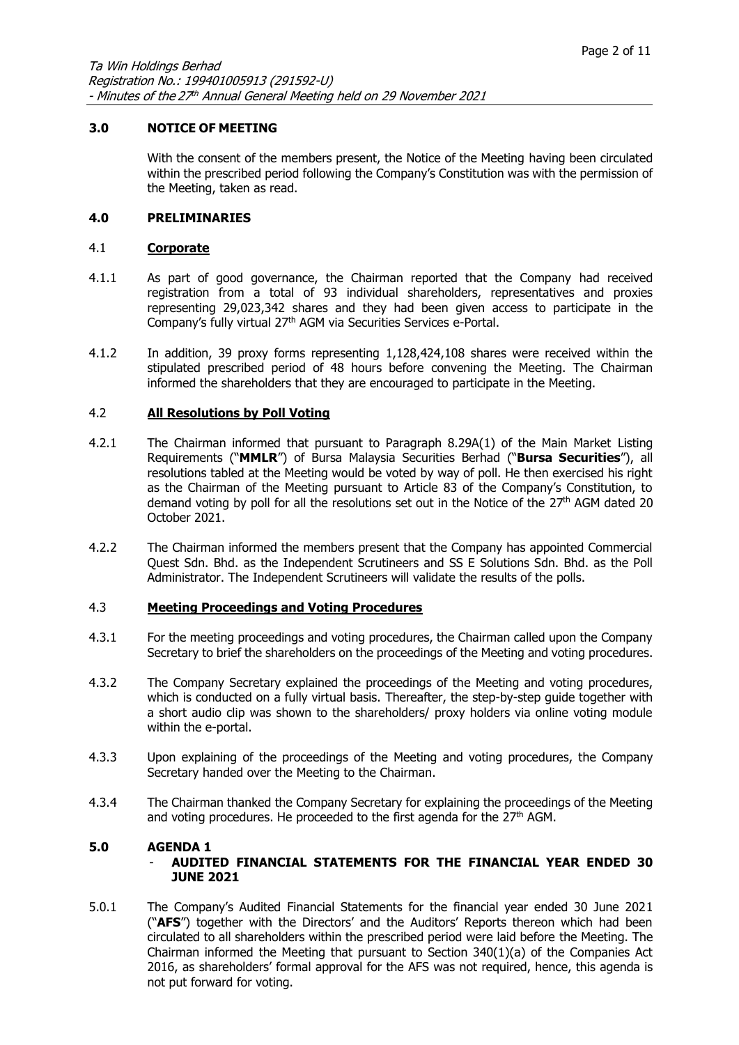## 3.0 NOTICE OF MEETING

With the consent of the members present, the Notice of the Meeting having been circulated within the prescribed period following the Company's Constitution was with the permission of the Meeting, taken as read.

## 4.0 PRELIMINARIES

### 4.1 Corporate

4.1.1 As part of good governance, the Chairman reported that the Company had received registration from a total of 93 individual shareholders, representatives and proxies representing 29,023,342 shares and they had been given access to participate in the Company's fully virtual 27th AGM via Securities Services e-Portal.

4.1.2 In addition, 39 proxy forms representing 1,128,424,108 shares were received within the stipulated prescribed period of 48 hours before convening the Meeting. The Chairman informed the shareholders that they are encouraged to participate in the Meeting.

### 4.2 All Resolutions by Poll Voting

4.2.1 The Chairman informed that pursuant to Paragraph 8.29A(1) of the Main Market Listing Requirements ("**MMLR**") of Bursa Malaysia Securities Berhad ("**Bursa Securities**"), all resolutions tabled at the Meeting would be voted by way of poll. He then exercised his right as the Chairman of the Meeting pursuant to Article 83 of the Company's Constitution, to demand voting by poll for all the resolutions set out in the Notice of the 27th AGM dated 20 October 2021.

4.2.2 The Chairman informed the members present that the Company has appointed Commercial Quest Sdn. Bhd. as the Independent Scrutineers and SS E Solutions Sdn. Bhd. as the Poll Administrator. The Independent Scrutineers will validate the results of the polls.

### 4.3 Meeting Proceedings and Voting Procedures

4.3.1 For the meeting proceedings and voting procedures, the Chairman called upon the Company Secretary to brief the shareholders on the proceedings of the Meeting and voting procedures.

4.3.2 The Company Secretary explained the proceedings of the Meeting and voting procedures, which is conducted on a fully virtual basis. Thereafter, the step-by-step guide together with a short audio clip was shown to the shareholders/ proxy holders via online voting module within the e-portal.

4.3.3 Upon explaining of the proceedings of the Meeting and voting procedures, the Company Secretary handed over the Meeting to the Chairman.

4.3.4 The Chairman thanked the Company Secretary for explaining the proceedings of the Meeting and voting procedures. He proceeded to the first agenda for the 27th AGM.

## 5.0 AGENDA 1
## - AUDITED FINANCIAL STATEMENTS FOR THE FINANCIAL YEAR ENDED 30 JUNE 2021

5.0.1 The Company's Audited Financial Statements for the financial year ended 30 June 2021 ("**AFS**") together with the Directors' and the Auditors' Reports thereon which had been circulated to all shareholders within the prescribed period were laid before the Meeting. The Chairman informed the Meeting that pursuant to Section 340(1)(a) of the Companies Act 2016, as shareholders' formal approval for the AFS was not required, hence, this agenda is not put forward for voting.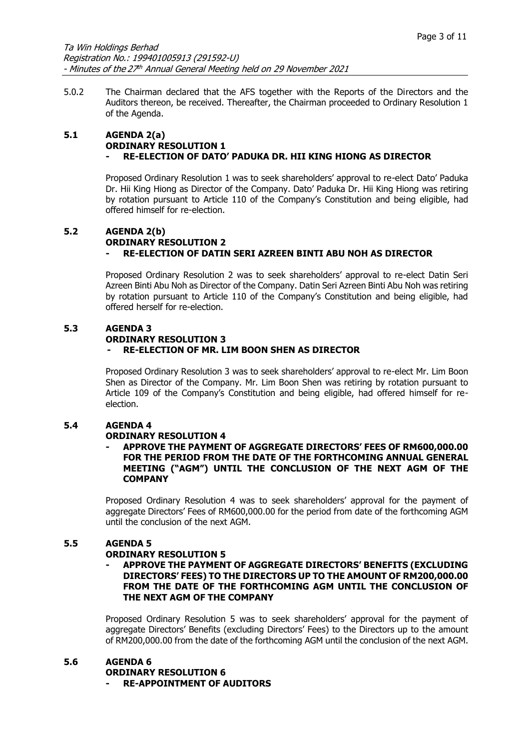5.0.2 The Chairman declared that the AFS together with the Reports of the Directors and the Auditors thereon, be received. Thereafter, the Chairman proceeded to Ordinary Resolution 1 of the Agenda.

### 5.1 AGENDA 2(a)
### ORDINARY RESOLUTION 1
### - RE-ELECTION OF DATO' PADUKA DR. HII KING HIONG AS DIRECTOR

Proposed Ordinary Resolution 1 was to seek shareholders' approval to re-elect Dato' Paduka Dr. Hii King Hiong as Director of the Company. Dato' Paduka Dr. Hii King Hiong was retiring by rotation pursuant to Article 110 of the Company's Constitution and being eligible, had offered himself for re-election.

### 5.2 AGENDA 2(b)
### ORDINARY RESOLUTION 2
### - RE-ELECTION OF DATIN SERI AZREEN BINTI ABU NOH AS DIRECTOR

Proposed Ordinary Resolution 2 was to seek shareholders' approval to re-elect Datin Seri Azreen Binti Abu Noh as Director of the Company. Datin Seri Azreen Binti Abu Noh was retiring by rotation pursuant to Article 110 of the Company's Constitution and being eligible, had offered herself for re-election.

### 5.3 AGENDA 3
### ORDINARY RESOLUTION 3
### - RE-ELECTION OF MR. LIM BOON SHEN AS DIRECTOR

Proposed Ordinary Resolution 3 was to seek shareholders' approval to re-elect Mr. Lim Boon Shen as Director of the Company. Mr. Lim Boon Shen was retiring by rotation pursuant to Article 109 of the Company's Constitution and being eligible, had offered himself for re-election.

### 5.4 AGENDA 4
### ORDINARY RESOLUTION 4
### - APPROVE THE PAYMENT OF AGGREGATE DIRECTORS' FEES OF RM600,000.00 FOR THE PERIOD FROM THE DATE OF THE FORTHCOMING ANNUAL GENERAL MEETING ("AGM") UNTIL THE CONCLUSION OF THE NEXT AGM OF THE COMPANY

Proposed Ordinary Resolution 4 was to seek shareholders' approval for the payment of aggregate Directors' Fees of RM600,000.00 for the period from date of the forthcoming AGM until the conclusion of the next AGM.

### 5.5 AGENDA 5
### ORDINARY RESOLUTION 5
### - APPROVE THE PAYMENT OF AGGREGATE DIRECTORS' BENEFITS (EXCLUDING DIRECTORS' FEES) TO THE DIRECTORS UP TO THE AMOUNT OF RM200,000.00 FROM THE DATE OF THE FORTHCOMING AGM UNTIL THE CONCLUSION OF THE NEXT AGM OF THE COMPANY

Proposed Ordinary Resolution 5 was to seek shareholders' approval for the payment of aggregate Directors' Benefits (excluding Directors' Fees) to the Directors up to the amount of RM200,000.00 from the date of the forthcoming AGM until the conclusion of the next AGM.

### 5.6 AGENDA 6
### ORDINARY RESOLUTION 6
### - RE-APPOINTMENT OF AUDITORS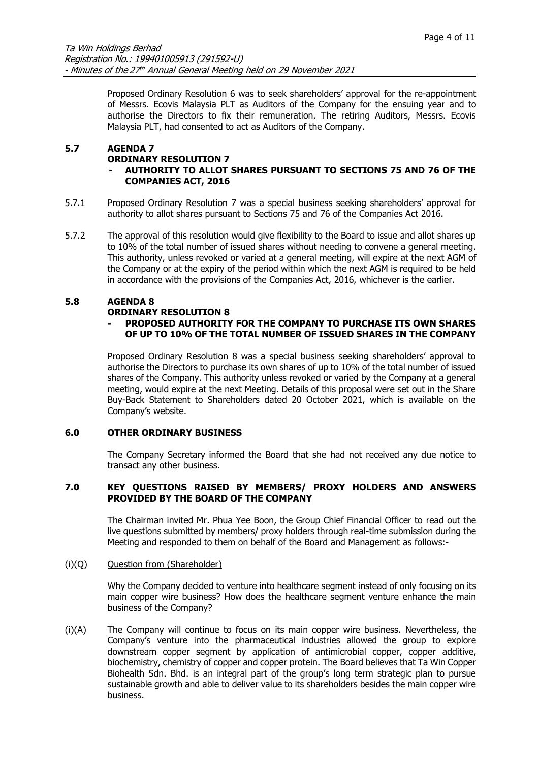Proposed Ordinary Resolution 6 was to seek shareholders' approval for the re-appointment of Messrs. Ecovis Malaysia PLT as Auditors of the Company for the ensuing year and to authorise the Directors to fix their remuneration. The retiring Auditors, Messrs. Ecovis Malaysia PLT, had consented to act as Auditors of the Company.

### 5.7 AGENDA 7
### ORDINARY RESOLUTION 7
### - AUTHORITY TO ALLOT SHARES PURSUANT TO SECTIONS 75 AND 76 OF THE COMPANIES ACT, 2016

5.7.1 Proposed Ordinary Resolution 7 was a special business seeking shareholders' approval for authority to allot shares pursuant to Sections 75 and 76 of the Companies Act 2016.

5.7.2 The approval of this resolution would give flexibility to the Board to issue and allot shares up to 10% of the total number of issued shares without needing to convene a general meeting. This authority, unless revoked or varied at a general meeting, will expire at the next AGM of the Company or at the expiry of the period within which the next AGM is required to be held in accordance with the provisions of the Companies Act, 2016, whichever is the earlier.

### 5.8 AGENDA 8
### ORDINARY RESOLUTION 8
### - PROPOSED AUTHORITY FOR THE COMPANY TO PURCHASE ITS OWN SHARES OF UP TO 10% OF THE TOTAL NUMBER OF ISSUED SHARES IN THE COMPANY

Proposed Ordinary Resolution 8 was a special business seeking shareholders' approval to authorise the Directors to purchase its own shares of up to 10% of the total number of issued shares of the Company. This authority unless revoked or varied by the Company at a general meeting, would expire at the next Meeting. Details of this proposal were set out in the Share Buy-Back Statement to Shareholders dated 20 October 2021, which is available on the Company's website.

## 6.0 OTHER ORDINARY BUSINESS

The Company Secretary informed the Board that she had not received any due notice to transact any other business.

## 7.0 KEY QUESTIONS RAISED BY MEMBERS/ PROXY HOLDERS AND ANSWERS PROVIDED BY THE BOARD OF THE COMPANY

The Chairman invited Mr. Phua Yee Boon, the Group Chief Financial Officer to read out the live questions submitted by members/ proxy holders through real-time submission during the Meeting and responded to them on behalf of the Board and Management as follows:-

(i)(Q) Question from (Shareholder)

Why the Company decided to venture into healthcare segment instead of only focusing on its main copper wire business? How does the healthcare segment venture enhance the main business of the Company?

(i)(A) The Company will continue to focus on its main copper wire business. Nevertheless, the Company's venture into the pharmaceutical industries allowed the group to explore downstream copper segment by application of antimicrobial copper, copper additive, biochemistry, chemistry of copper and copper protein. The Board believes that Ta Win Copper Biohealth Sdn. Bhd. is an integral part of the group's long term strategic plan to pursue sustainable growth and able to deliver value to its shareholders besides the main copper wire business.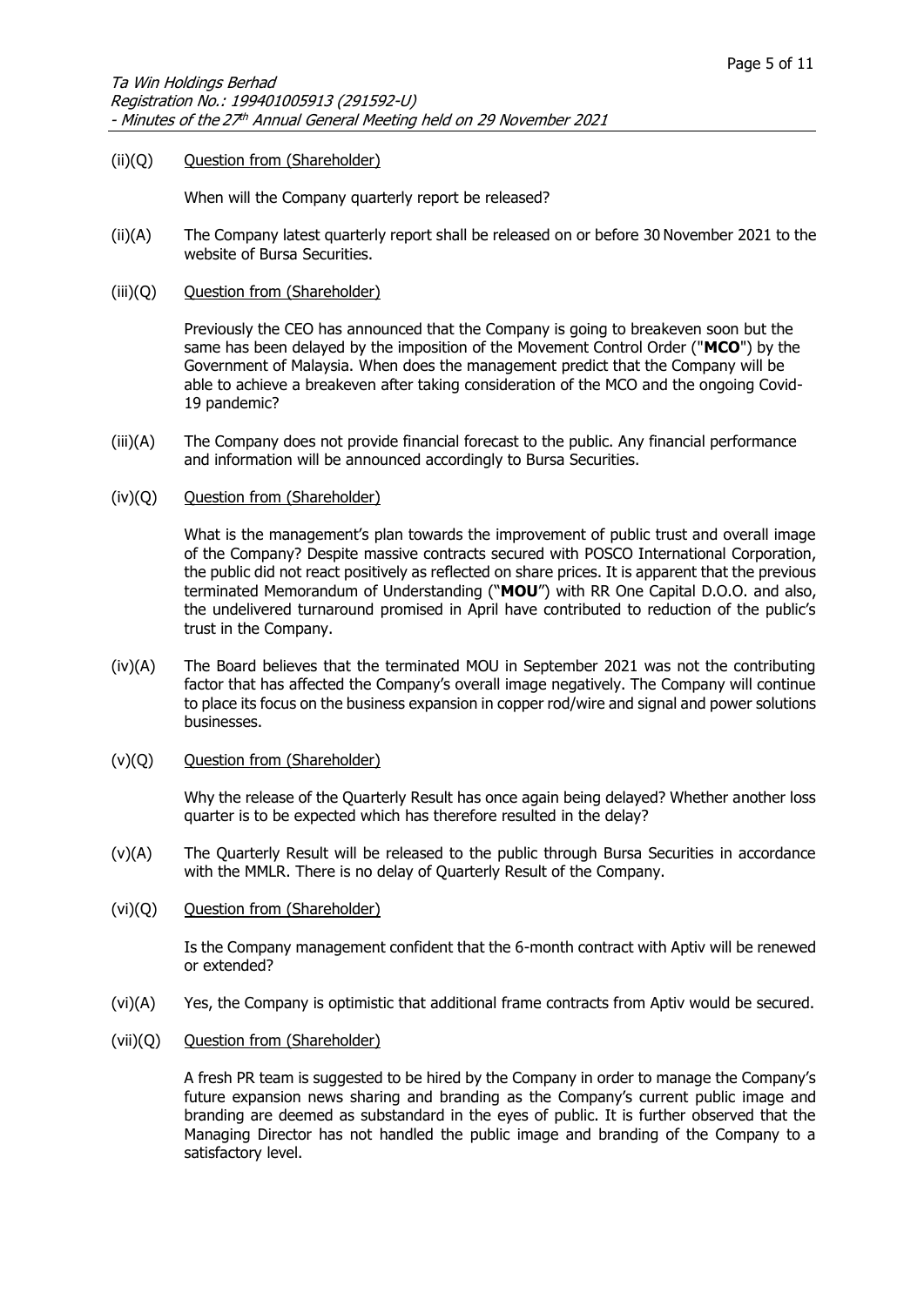(ii)(Q) <u>Question from (Shareholder)</u>

When will the Company quarterly report be released?

(ii)(A) The Company latest quarterly report shall be released on or before 30 November 2021 to the website of Bursa Securities.

(iii)(Q) <u>Question from (Shareholder)</u>

Previously the CEO has announced that the Company is going to breakeven soon but the same has been delayed by the imposition of the Movement Control Order ("**MCO**") by the Government of Malaysia. When does the management predict that the Company will be able to achieve a breakeven after taking consideration of the MCO and the ongoing Covid-19 pandemic?

(iii)(A) The Company does not provide financial forecast to the public. Any financial performance and information will be announced accordingly to Bursa Securities.

(iv)(Q) <u>Question from (Shareholder)</u>

What is the management's plan towards the improvement of public trust and overall image of the Company? Despite massive contracts secured with POSCO International Corporation, the public did not react positively as reflected on share prices. It is apparent that the previous terminated Memorandum of Understanding ("**MOU**") with RR One Capital D.O.O. and also, the undelivered turnaround promised in April have contributed to reduction of the public's trust in the Company.

(iv)(A) The Board believes that the terminated MOU in September 2021 was not the contributing factor that has affected the Company's overall image negatively. The Company will continue to place its focus on the business expansion in copper rod/wire and signal and power solutions businesses.

(v)(Q) <u>Question from (Shareholder)</u>

Why the release of the Quarterly Result has once again being delayed? Whether another loss quarter is to be expected which has therefore resulted in the delay?

(v)(A) The Quarterly Result will be released to the public through Bursa Securities in accordance with the MMLR. There is no delay of Quarterly Result of the Company.

(vi)(Q) <u>Question from (Shareholder)</u>

Is the Company management confident that the 6-month contract with Aptiv will be renewed or extended?

(vi)(A) Yes, the Company is optimistic that additional frame contracts from Aptiv would be secured.

(vii)(Q) <u>Question from (Shareholder)</u>

A fresh PR team is suggested to be hired by the Company in order to manage the Company's future expansion news sharing and branding as the Company's current public image and branding are deemed as substandard in the eyes of public. It is further observed that the Managing Director has not handled the public image and branding of the Company to a satisfactory level.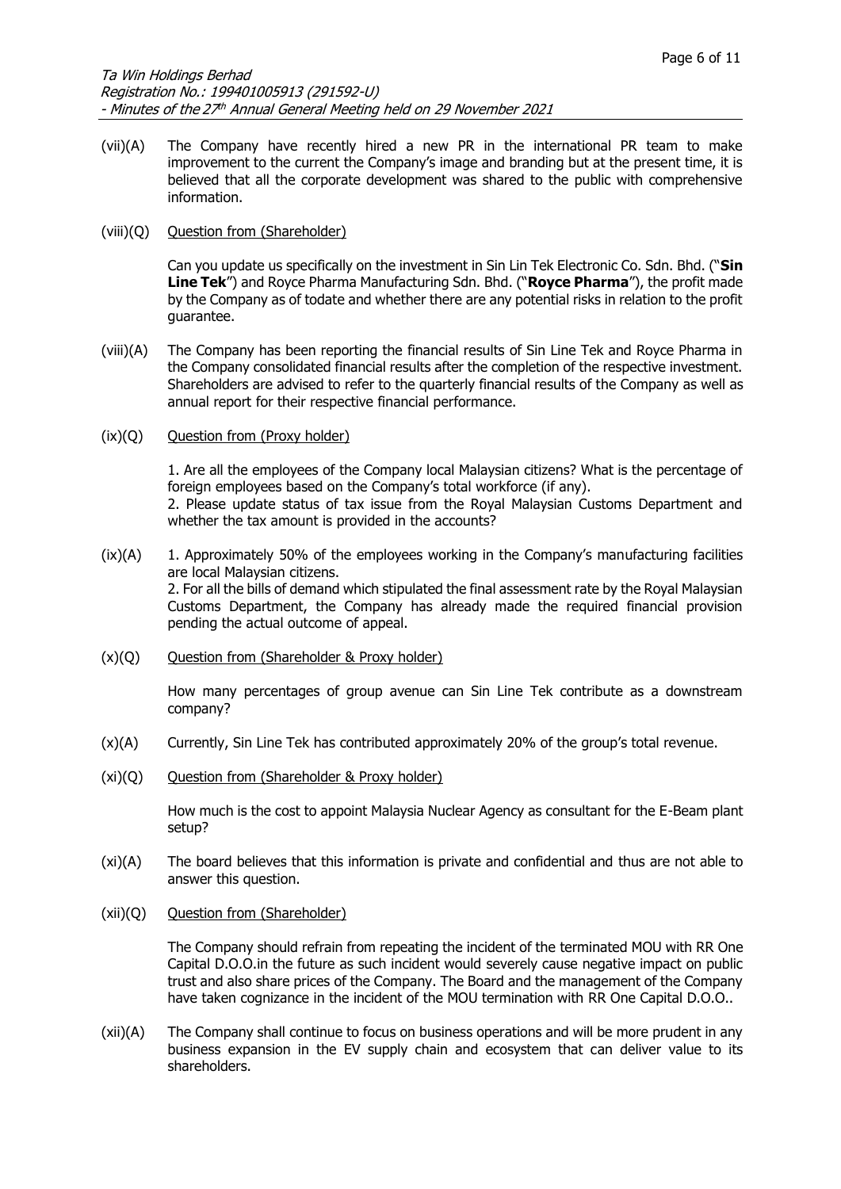(vii)(A) The Company have recently hired a new PR in the international PR team to make improvement to the current the Company's image and branding but at the present time, it is believed that all the corporate development was shared to the public with comprehensive information.

(viii)(Q) <u>Question from (Shareholder)</u>

Can you update us specifically on the investment in Sin Lin Tek Electronic Co. Sdn. Bhd. ("**Sin Line Tek**") and Royce Pharma Manufacturing Sdn. Bhd. ("**Royce Pharma**"), the profit made by the Company as of todate and whether there are any potential risks in relation to the profit guarantee.

(viii)(A) The Company has been reporting the financial results of Sin Line Tek and Royce Pharma in the Company consolidated financial results after the completion of the respective investment. Shareholders are advised to refer to the quarterly financial results of the Company as well as annual report for their respective financial performance.

(ix)(Q) <u>Question from (Proxy holder)</u>

1. Are all the employees of the Company local Malaysian citizens? What is the percentage of foreign employees based on the Company's total workforce (if any).
2. Please update status of tax issue from the Royal Malaysian Customs Department and whether the tax amount is provided in the accounts?

(ix)(A) 1. Approximately 50% of the employees working in the Company's manufacturing facilities are local Malaysian citizens.
2. For all the bills of demand which stipulated the final assessment rate by the Royal Malaysian Customs Department, the Company has already made the required financial provision pending the actual outcome of appeal.

(x)(Q) <u>Question from (Shareholder & Proxy holder)</u>

How many percentages of group avenue can Sin Line Tek contribute as a downstream company?

(x)(A) Currently, Sin Line Tek has contributed approximately 20% of the group's total revenue.

(xi)(Q) <u>Question from (Shareholder & Proxy holder)</u>

How much is the cost to appoint Malaysia Nuclear Agency as consultant for the E-Beam plant setup?

(xi)(A) The board believes that this information is private and confidential and thus are not able to answer this question.

(xii)(Q) <u>Question from (Shareholder)</u>

The Company should refrain from repeating the incident of the terminated MOU with RR One Capital D.O.O.in the future as such incident would severely cause negative impact on public trust and also share prices of the Company. The Board and the management of the Company have taken cognizance in the incident of the MOU termination with RR One Capital D.O.O..

(xii)(A) The Company shall continue to focus on business operations and will be more prudent in any business expansion in the EV supply chain and ecosystem that can deliver value to its shareholders.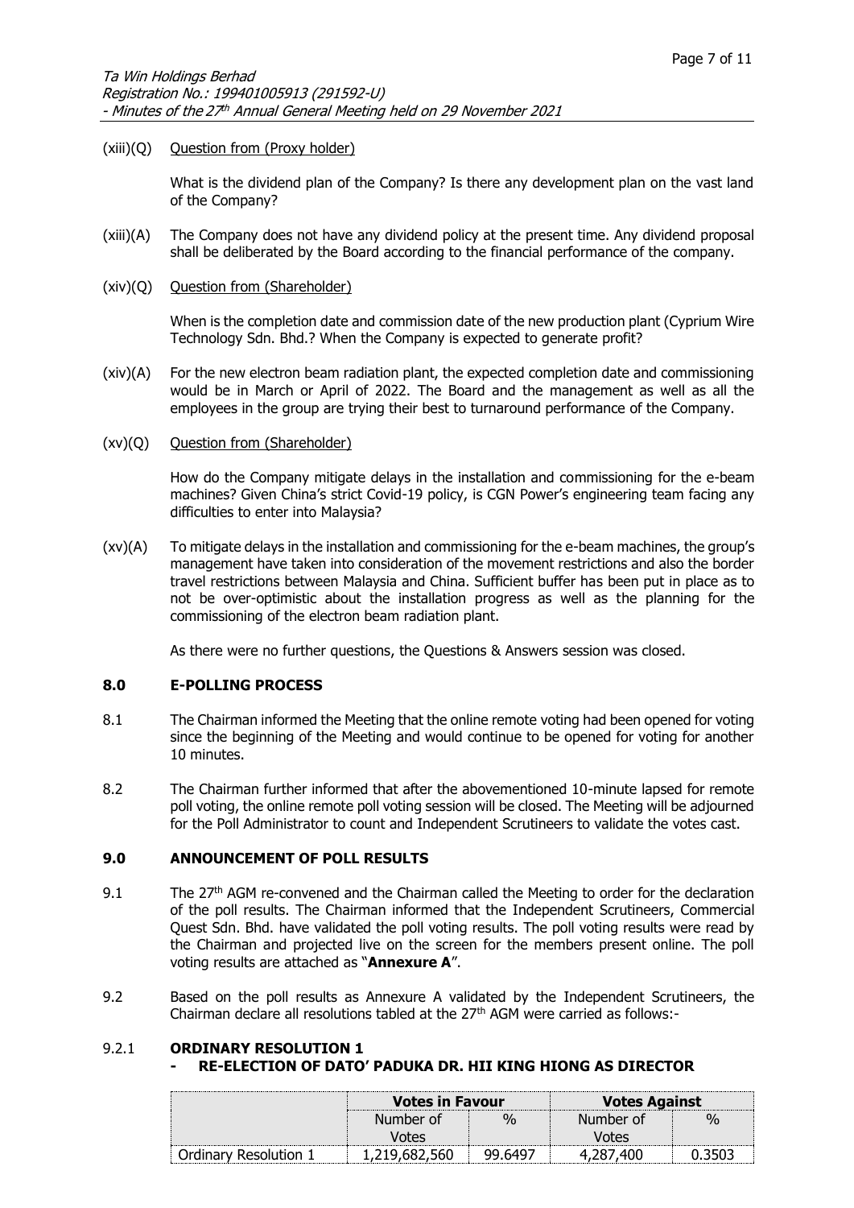(xiii)(Q) Question from (Proxy holder)

What is the dividend plan of the Company? Is there any development plan on the vast land of the Company?

(xiii)(A) The Company does not have any dividend policy at the present time. Any dividend proposal shall be deliberated by the Board according to the financial performance of the company.

(xiv)(Q) Question from (Shareholder)

When is the completion date and commission date of the new production plant (Cyprium Wire Technology Sdn. Bhd.? When the Company is expected to generate profit?

(xiv)(A) For the new electron beam radiation plant, the expected completion date and commissioning would be in March or April of 2022. The Board and the management as well as all the employees in the group are trying their best to turnaround performance of the Company.

(xv)(Q) Question from (Shareholder)

How do the Company mitigate delays in the installation and commissioning for the e-beam machines? Given China's strict Covid-19 policy, is CGN Power's engineering team facing any difficulties to enter into Malaysia?

(xv)(A) To mitigate delays in the installation and commissioning for the e-beam machines, the group's management have taken into consideration of the movement restrictions and also the border travel restrictions between Malaysia and China. Sufficient buffer has been put in place as to not be over-optimistic about the installation progress as well as the planning for the commissioning of the electron beam radiation plant.

As there were no further questions, the Questions & Answers session was closed.

## 8.0 E-POLLING PROCESS

8.1 The Chairman informed the Meeting that the online remote voting had been opened for voting since the beginning of the Meeting and would continue to be opened for voting for another 10 minutes.

8.2 The Chairman further informed that after the abovementioned 10-minute lapsed for remote poll voting, the online remote poll voting session will be closed. The Meeting will be adjourned for the Poll Administrator to count and Independent Scrutineers to validate the votes cast.

## 9.0 ANNOUNCEMENT OF POLL RESULTS

9.1 The 27th AGM re-convened and the Chairman called the Meeting to order for the declaration of the poll results. The Chairman informed that the Independent Scrutineers, Commercial Quest Sdn. Bhd. have validated the poll voting results. The poll voting results were read by the Chairman and projected live on the screen for the members present online. The poll voting results are attached as "**Annexure A**".

9.2 Based on the poll results as Annexure A validated by the Independent Scrutineers, the Chairman declare all resolutions tabled at the 27th AGM were carried as follows:-

### 9.2.1 ORDINARY RESOLUTION 1
**- RE-ELECTION OF DATO' PADUKA DR. HII KING HIONG AS DIRECTOR**

| | Votes in Favour | | Votes Against | |
|---|---|---|---|---|
| | Number of Votes | % | Number of Votes | % |
| Ordinary Resolution 1 | 1,219,682,560 | 99.6497 | 4,287,400 | 0.3503 |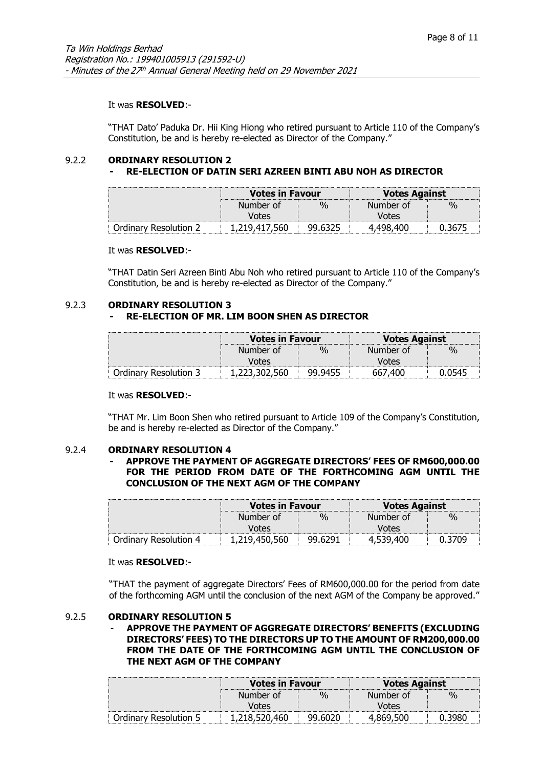It was **RESOLVED**:-

"THAT Dato' Paduka Dr. Hii King Hiong who retired pursuant to Article 110 of the Company's Constitution, be and is hereby re-elected as Director of the Company."

#### 9.2.2 ORDINARY RESOLUTION 2
**- RE-ELECTION OF DATIN SERI AZREEN BINTI ABU NOH AS DIRECTOR**

| | **Votes in Favour** | | **Votes Against** | |
|---|---|---|---|---|
| | Number of Votes | % | Number of Votes | % |
| Ordinary Resolution 2 | 1,219,417,560 | 99.6325 | 4,498,400 | 0.3675 |

It was **RESOLVED**:-

"THAT Datin Seri Azreen Binti Abu Noh who retired pursuant to Article 110 of the Company's Constitution, be and is hereby re-elected as Director of the Company."

#### 9.2.3 ORDINARY RESOLUTION 3
**- RE-ELECTION OF MR. LIM BOON SHEN AS DIRECTOR**

| | **Votes in Favour** | | **Votes Against** | |
|---|---|---|---|---|
| | Number of Votes | % | Number of Votes | % |
| Ordinary Resolution 3 | 1,223,302,560 | 99.9455 | 667,400 | 0.0545 |

It was **RESOLVED**:-

"THAT Mr. Lim Boon Shen who retired pursuant to Article 109 of the Company's Constitution, be and is hereby re-elected as Director of the Company."

#### 9.2.4 ORDINARY RESOLUTION 4
**- APPROVE THE PAYMENT OF AGGREGATE DIRECTORS' FEES OF RM600,000.00 FOR THE PERIOD FROM DATE OF THE FORTHCOMING AGM UNTIL THE CONCLUSION OF THE NEXT AGM OF THE COMPANY**

| | **Votes in Favour** | | **Votes Against** | |
|---|---|---|---|---|
| | Number of Votes | % | Number of Votes | % |
| Ordinary Resolution 4 | 1,219,450,560 | 99.6291 | 4,539,400 | 0.3709 |

It was **RESOLVED**:-

"THAT the payment of aggregate Directors' Fees of RM600,000.00 for the period from date of the forthcoming AGM until the conclusion of the next AGM of the Company be approved."

#### 9.2.5 ORDINARY RESOLUTION 5
**- APPROVE THE PAYMENT OF AGGREGATE DIRECTORS' BENEFITS (EXCLUDING DIRECTORS' FEES) TO THE DIRECTORS UP TO THE AMOUNT OF RM200,000.00 FROM THE DATE OF THE FORTHCOMING AGM UNTIL THE CONCLUSION OF THE NEXT AGM OF THE COMPANY**

| | **Votes in Favour** | | **Votes Against** | |
|---|---|---|---|---|
| | Number of Votes | % | Number of Votes | % |
| Ordinary Resolution 5 | 1,218,520,460 | 99.6020 | 4,869,500 | 0.3980 |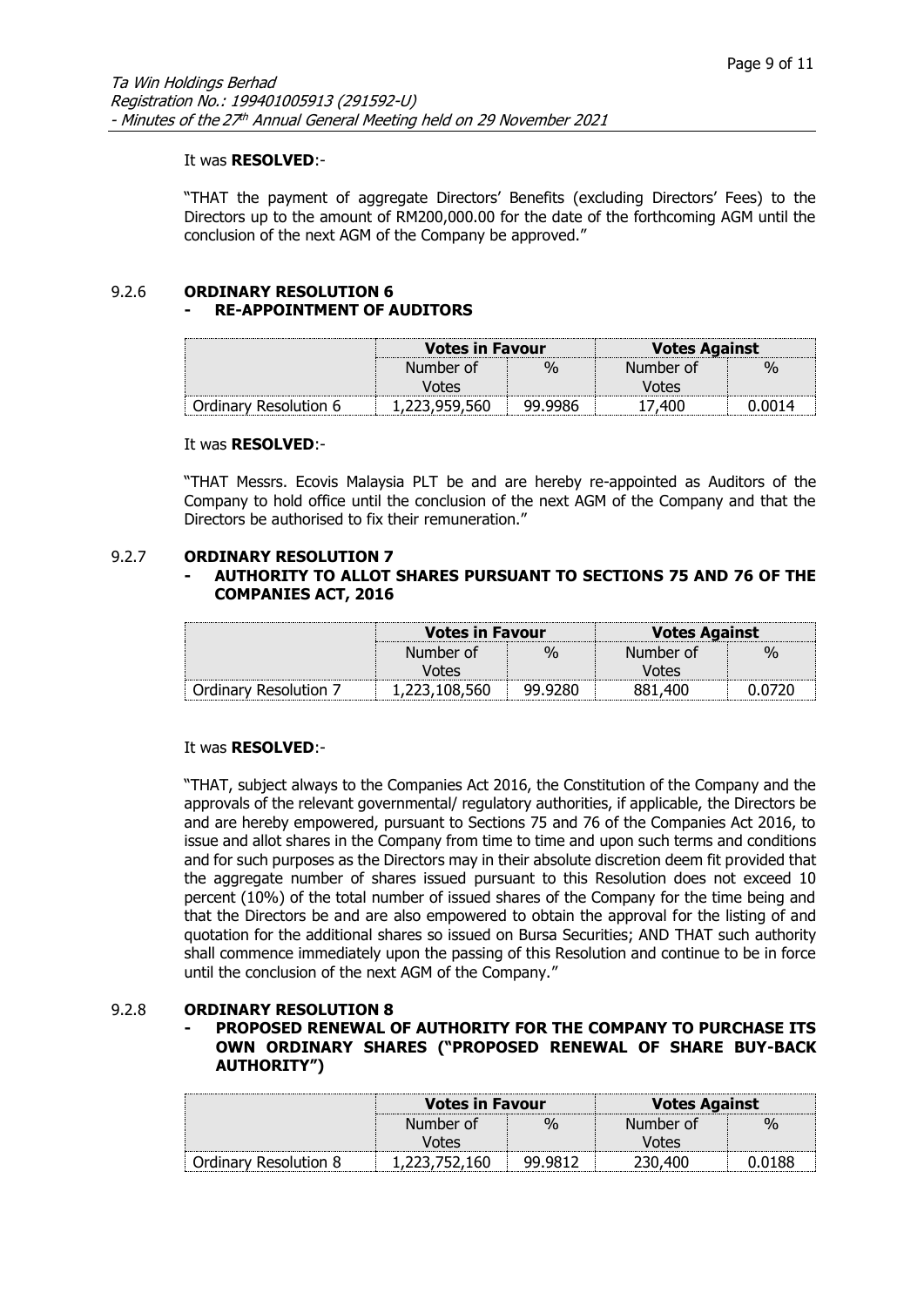It was **RESOLVED**:-

"THAT the payment of aggregate Directors' Benefits (excluding Directors' Fees) to the Directors up to the amount of RM200,000.00 for the date of the forthcoming AGM until the conclusion of the next AGM of the Company be approved."

### 9.2.6 ORDINARY RESOLUTION 6
**- RE-APPOINTMENT OF AUDITORS**

| | Votes in Favour | | Votes Against | |
|---|---|---|---|---|
| | Number of Votes | % | Number of Votes | % |
| Ordinary Resolution 6 | 1,223,959,560 | 99.9986 | 17,400 | 0.0014 |

It was **RESOLVED**:-

"THAT Messrs. Ecovis Malaysia PLT be and are hereby re-appointed as Auditors of the Company to hold office until the conclusion of the next AGM of the Company and that the Directors be authorised to fix their remuneration."

### 9.2.7 ORDINARY RESOLUTION 7
**- AUTHORITY TO ALLOT SHARES PURSUANT TO SECTIONS 75 AND 76 OF THE COMPANIES ACT, 2016**

| | Votes in Favour | | Votes Against | |
|---|---|---|---|---|
| | Number of Votes | % | Number of Votes | % |
| Ordinary Resolution 7 | 1,223,108,560 | 99.9280 | 881,400 | 0.0720 |

It was **RESOLVED**:-

"THAT, subject always to the Companies Act 2016, the Constitution of the Company and the approvals of the relevant governmental/ regulatory authorities, if applicable, the Directors be and are hereby empowered, pursuant to Sections 75 and 76 of the Companies Act 2016, to issue and allot shares in the Company from time to time and upon such terms and conditions and for such purposes as the Directors may in their absolute discretion deem fit provided that the aggregate number of shares issued pursuant to this Resolution does not exceed 10 percent (10%) of the total number of issued shares of the Company for the time being and that the Directors be and are also empowered to obtain the approval for the listing of and quotation for the additional shares so issued on Bursa Securities; AND THAT such authority shall commence immediately upon the passing of this Resolution and continue to be in force until the conclusion of the next AGM of the Company."

### 9.2.8 ORDINARY RESOLUTION 8
**- PROPOSED RENEWAL OF AUTHORITY FOR THE COMPANY TO PURCHASE ITS OWN ORDINARY SHARES ("PROPOSED RENEWAL OF SHARE BUY-BACK AUTHORITY")**

| | Votes in Favour | | Votes Against | |
|---|---|---|---|---|
| | Number of Votes | % | Number of Votes | % |
| Ordinary Resolution 8 | 1,223,752,160 | 99.9812 | 230,400 | 0.0188 |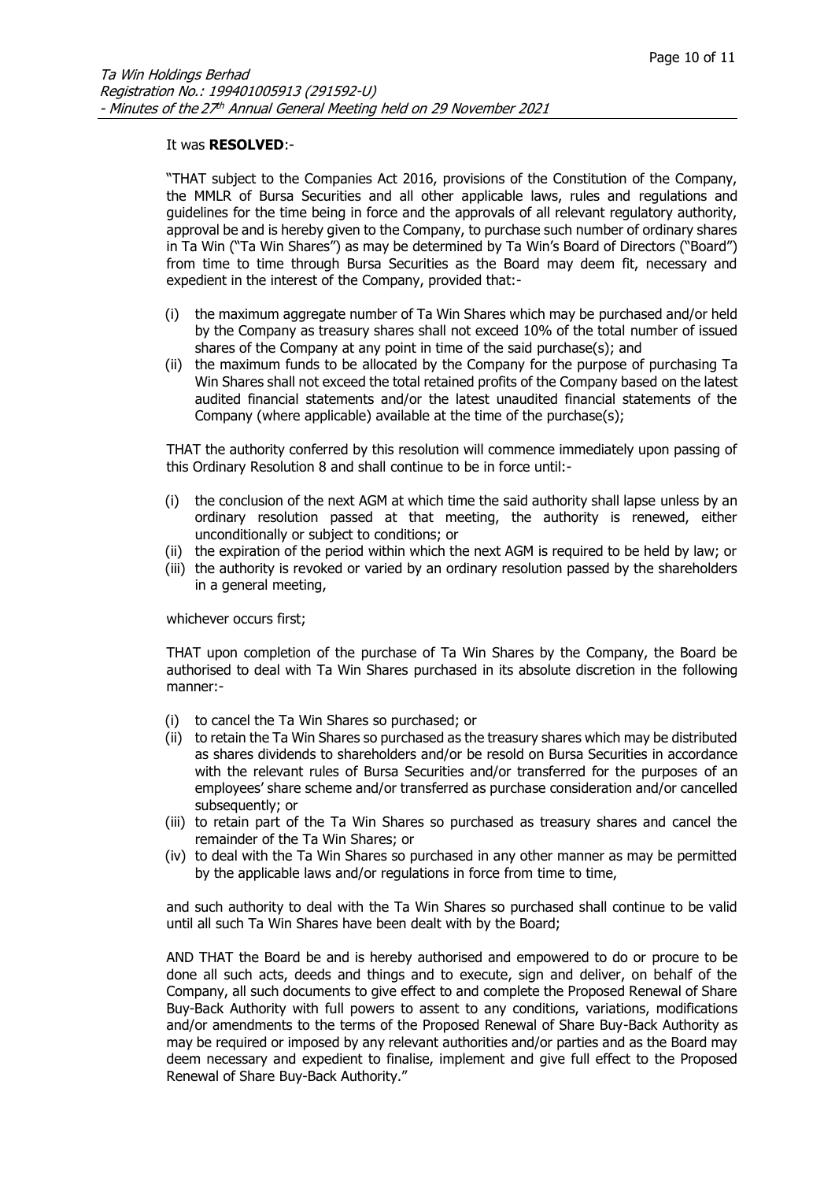It was **RESOLVED**:-

"THAT subject to the Companies Act 2016, provisions of the Constitution of the Company, the MMLR of Bursa Securities and all other applicable laws, rules and regulations and guidelines for the time being in force and the approvals of all relevant regulatory authority, approval be and is hereby given to the Company, to purchase such number of ordinary shares in Ta Win ("Ta Win Shares") as may be determined by Ta Win's Board of Directors ("Board") from time to time through Bursa Securities as the Board may deem fit, necessary and expedient in the interest of the Company, provided that:-

(i) the maximum aggregate number of Ta Win Shares which may be purchased and/or held by the Company as treasury shares shall not exceed 10% of the total number of issued shares of the Company at any point in time of the said purchase(s); and
(ii) the maximum funds to be allocated by the Company for the purpose of purchasing Ta Win Shares shall not exceed the total retained profits of the Company based on the latest audited financial statements and/or the latest unaudited financial statements of the Company (where applicable) available at the time of the purchase(s);

THAT the authority conferred by this resolution will commence immediately upon passing of this Ordinary Resolution 8 and shall continue to be in force until:-

(i) the conclusion of the next AGM at which time the said authority shall lapse unless by an ordinary resolution passed at that meeting, the authority is renewed, either unconditionally or subject to conditions; or
(ii) the expiration of the period within which the next AGM is required to be held by law; or
(iii) the authority is revoked or varied by an ordinary resolution passed by the shareholders in a general meeting,

whichever occurs first;

THAT upon completion of the purchase of Ta Win Shares by the Company, the Board be authorised to deal with Ta Win Shares purchased in its absolute discretion in the following manner:-

(i) to cancel the Ta Win Shares so purchased; or
(ii) to retain the Ta Win Shares so purchased as the treasury shares which may be distributed as shares dividends to shareholders and/or be resold on Bursa Securities in accordance with the relevant rules of Bursa Securities and/or transferred for the purposes of an employees' share scheme and/or transferred as purchase consideration and/or cancelled subsequently; or
(iii) to retain part of the Ta Win Shares so purchased as treasury shares and cancel the remainder of the Ta Win Shares; or
(iv) to deal with the Ta Win Shares so purchased in any other manner as may be permitted by the applicable laws and/or regulations in force from time to time,

and such authority to deal with the Ta Win Shares so purchased shall continue to be valid until all such Ta Win Shares have been dealt with by the Board;

AND THAT the Board be and is hereby authorised and empowered to do or procure to be done all such acts, deeds and things and to execute, sign and deliver, on behalf of the Company, all such documents to give effect to and complete the Proposed Renewal of Share Buy-Back Authority with full powers to assent to any conditions, variations, modifications and/or amendments to the terms of the Proposed Renewal of Share Buy-Back Authority as may be required or imposed by any relevant authorities and/or parties and as the Board may deem necessary and expedient to finalise, implement and give full effect to the Proposed Renewal of Share Buy-Back Authority."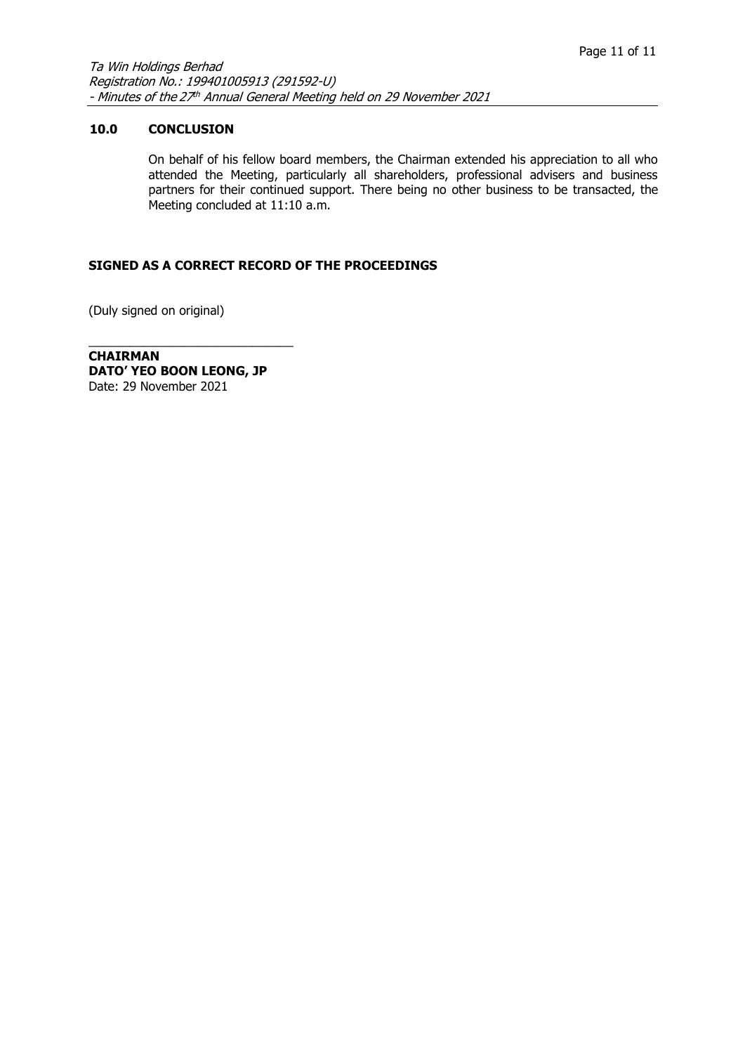## 10.0 CONCLUSION

On behalf of his fellow board members, the Chairman extended his appreciation to all who attended the Meeting, particularly all shareholders, professional advisers and business partners for their continued support. There being no other business to be transacted, the Meeting concluded at 11:10 a.m.

**SIGNED AS A CORRECT RECORD OF THE PROCEEDINGS**

(Duly signed on original)

______________________________

**CHAIRMAN**
**DATO' YEO BOON LEONG, JP**
Date: 29 November 2021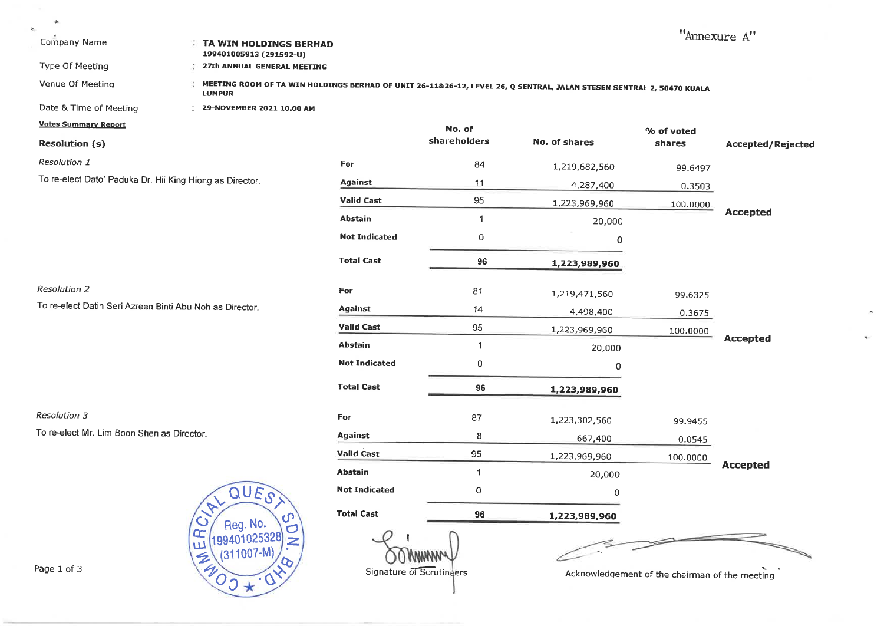"Annexure A"

| | | |
|---|---|---|
| Company Name | : | **TA WIN HOLDINGS BERHAD** 199401005913 (291592-U) |
| Type Of Meeting | : | **27th ANNUAL GENERAL MEETING** |
| Venue Of Meeting | : | **MEETING ROOM OF TA WIN HOLDINGS BERHAD OF UNIT 26-11&26-12, LEVEL 26, Q SENTRAL, JALAN STESEN SENTRAL 2, 50470 KUALA LUMPUR** |
| Date & Time of Meeting | : | **29-NOVEMBER 2021 10.00 AM** |

**Votes Summary Report**

| Resolution (s) | | No. of shareholders | No. of shares | % of voted shares | Accepted/Rejected |
|---|---|---|---|---|---|
| *Resolution 1* | **For** | 84 | 1,219,682,560 | 99.6497 | |
| To re-elect Dato' Paduka Dr. Hii King Hiong as Director. | **Against** | 11 | 4,287,400 | 0.3503 | |
| | **Valid Cast** | 95 | 1,223,969,960 | 100.0000 | **Accepted** |
| | **Abstain** | 1 | 20,000 | | |
| | **Not Indicated** | 0 | 0 | | |
| | **Total Cast** | **96** | **1,223,989,960** | | |
| *Resolution 2* | **For** | 81 | 1,219,471,560 | 99.6325 | |
| To re-elect Datin Seri Azreen Binti Abu Noh as Director. | **Against** | 14 | 4,498,400 | 0.3675 | |
| | **Valid Cast** | 95 | 1,223,969,960 | 100.0000 | **Accepted** |
| | **Abstain** | 1 | 20,000 | | |
| | **Not Indicated** | 0 | 0 | | |
| | **Total Cast** | **96** | **1,223,989,960** | | |
| *Resolution 3* | **For** | 87 | 1,223,302,560 | 99.9455 | |
| To re-elect Mr. Lim Boon Shen as Director. | **Against** | 8 | 667,400 | 0.0545 | |
| | **Valid Cast** | 95 | 1,223,969,960 | 100.0000 | **Accepted** |
| | **Abstain** | 1 | 20,000 | | |
| | **Not Indicated** | 0 | 0 | | |
| | **Total Cast** | **96** | **1,223,989,960** | | |

COMMERCIAL QUEST SDN. BHD. Reg. No. 199401025328 (311007-M)

Signature of Scrutineers

Acknowledgement of the chairman of the meeting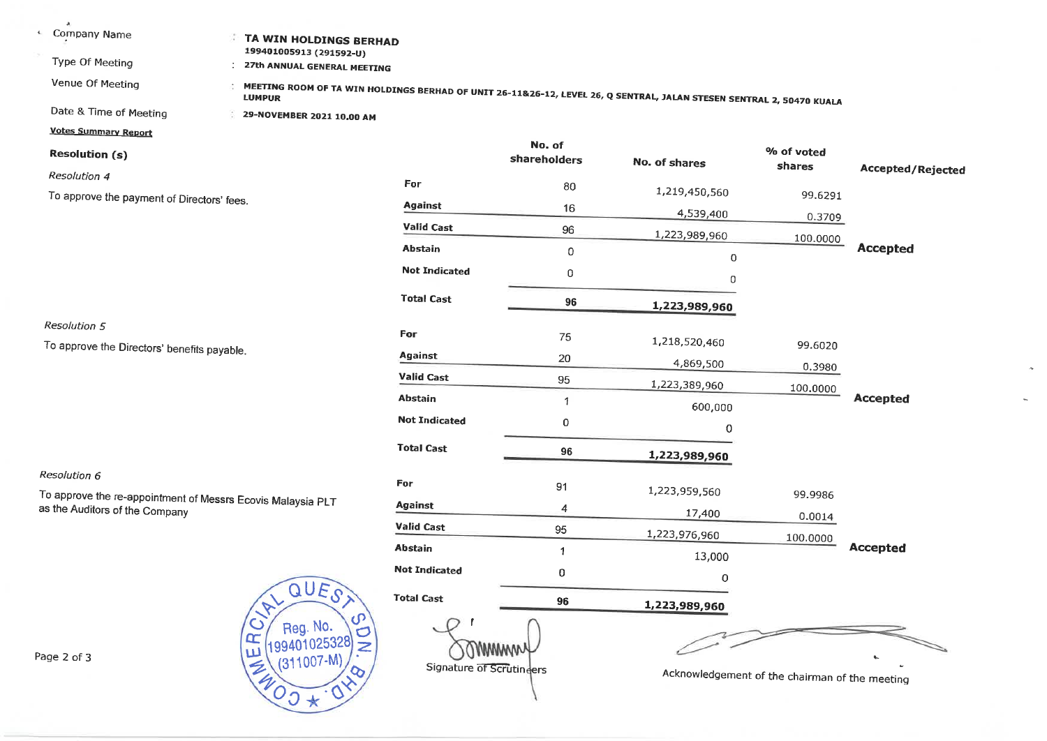| | | |
|---|---|---|
| Company Name | : | **TA WIN HOLDINGS BERHAD** 199401005913 (291592-U) |
| Type Of Meeting | : | **27th ANNUAL GENERAL MEETING** |
| Venue Of Meeting | : | **MEETING ROOM OF TA WIN HOLDINGS BERHAD OF UNIT 26-11&26-12, LEVEL 26, Q SENTRAL, JALAN STESEN SENTRAL 2, 50470 KUALA LUMPUR** |
| Date & Time of Meeting | : | **29-NOVEMBER 2021 10.00 AM** |

**Votes Summary Report**

| Resolution (s) | | No. of shareholders | No. of shares | % of voted shares | Accepted/Rejected |
|---|---|---|---|---|---|
| *Resolution 4* | **For** | 80 | 1,219,450,560 | 99.6291 | |
| To approve the payment of Directors' fees. | **Against** | 16 | 4,539,400 | 0.3709 | |
| | **Valid Cast** | 96 | 1,223,989,960 | 100.0000 | **Accepted** |
| | **Abstain** | 0 | 0 | | |
| | **Not Indicated** | 0 | 0 | | |
| | **Total Cast** | **96** | **1,223,989,960** | | |
| *Resolution 5* | **For** | 75 | 1,218,520,460 | 99.6020 | |
| To approve the Directors' benefits payable. | **Against** | 20 | 4,869,500 | 0.3980 | |
| | **Valid Cast** | 95 | 1,223,389,960 | 100.0000 | **Accepted** |
| | **Abstain** | 1 | 600,000 | | |
| | **Not Indicated** | 0 | 0 | | |
| | **Total Cast** | **96** | **1,223,989,960** | | |
| *Resolution 6* | **For** | 91 | 1,223,959,560 | 99.9986 | |
| To approve the re-appointment of Messrs Ecovis Malaysia PLT as the Auditors of the Company | **Against** | 4 | 17,400 | 0.0014 | |
| | **Valid Cast** | 95 | 1,223,976,960 | 100.0000 | **Accepted** |
| | **Abstain** | 1 | 13,000 | | |
| | **Not Indicated** | 0 | 0 | | |
| | **Total Cast** | **96** | **1,223,989,960** | | |

COMMERCIAL QUEST SDN. BHD. Reg. No. 199401025328 (311007-M)

Signature of Scrutineers

Acknowledgement of the chairman of the meeting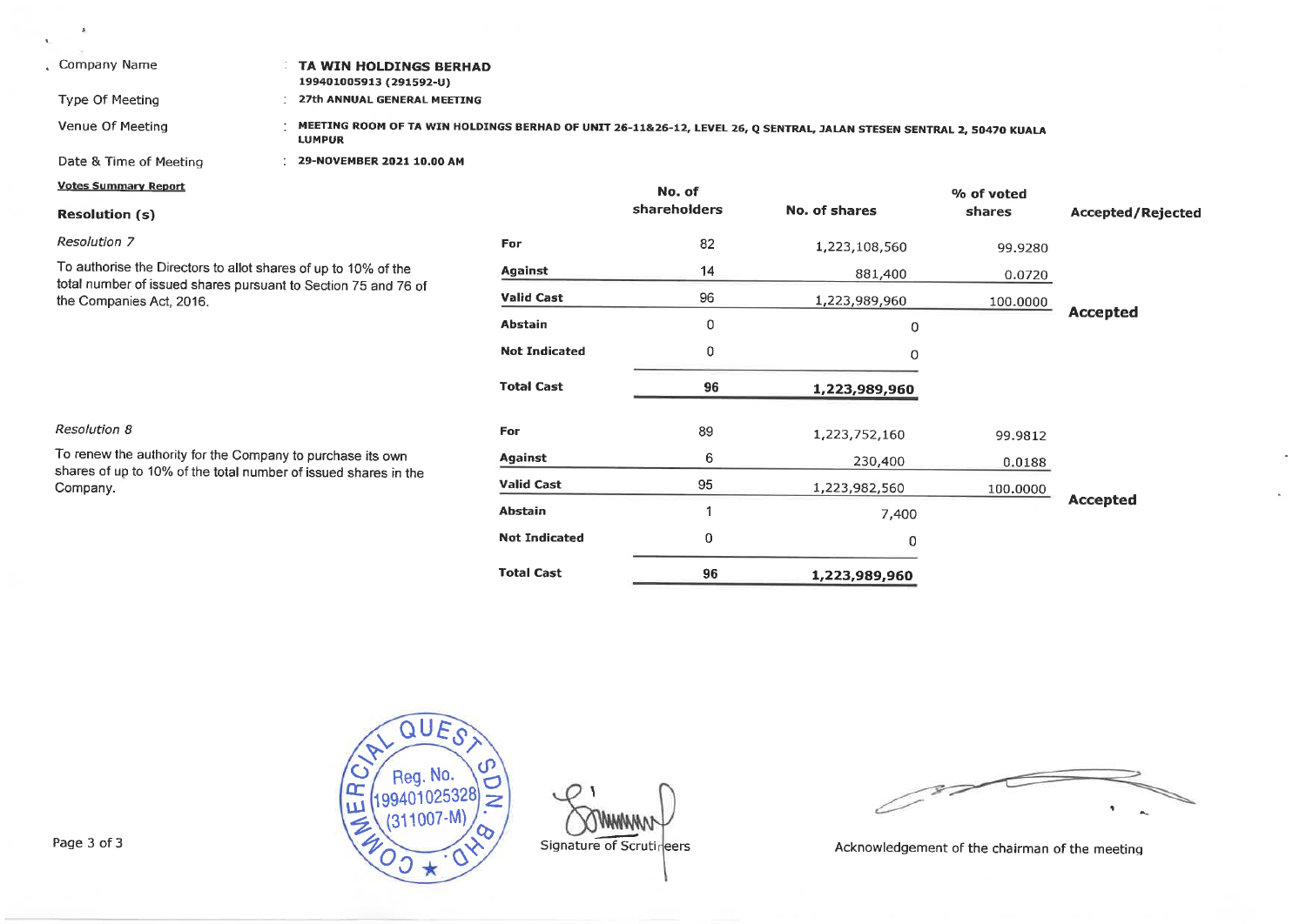| | |
|---|---|
| Company Name | : **TA WIN HOLDINGS BERHAD** 199401005913 (291592-U) |
| Type Of Meeting | : **27th ANNUAL GENERAL MEETING** |
| Venue Of Meeting | : **MEETING ROOM OF TA WIN HOLDINGS BERHAD OF UNIT 26-11&26-12, LEVEL 26, Q SENTRAL, JALAN STESEN SENTRAL 2, 50470 KUALA LUMPUR** |
| Date & Time of Meeting | : **29-NOVEMBER 2021 10.00 AM** |

**Votes Summary Report**

| Resolution (s) | | No. of shareholders | No. of shares | % of voted shares | Accepted/Rejected |
|---|---|---|---|---|---|
| *Resolution 7* To authorise the Directors to allot shares of up to 10% of the total number of issued shares pursuant to Section 75 and 76 of the Companies Act, 2016. | **For** | 82 | 1,223,108,560 | 99.9280 | **Accepted** |
| | **Against** | 14 | 881,400 | 0.0720 | |
| | **Valid Cast** | 96 | 1,223,989,960 | 100.0000 | |
| | **Abstain** | 0 | 0 | | |
| | **Not Indicated** | 0 | 0 | | |
| | **Total Cast** | **96** | **1,223,989,960** | | |
| *Resolution 8* To renew the authority for the Company to purchase its own shares of up to 10% of the total number of issued shares in the Company. | **For** | 89 | 1,223,752,160 | 99.9812 | **Accepted** |
| | **Against** | 6 | 230,400 | 0.0188 | |
| | **Valid Cast** | 95 | 1,223,982,560 | 100.0000 | |
| | **Abstain** | 1 | 7,400 | | |
| | **Not Indicated** | 0 | 0 | | |
| | **Total Cast** | **96** | **1,223,989,960** | | |

COMMERCIAL QUEST SDN. BHD. Reg. No. 199401025328 (311007-M)

Signature of Scrutineers

Acknowledgement of the chairman of the meeting